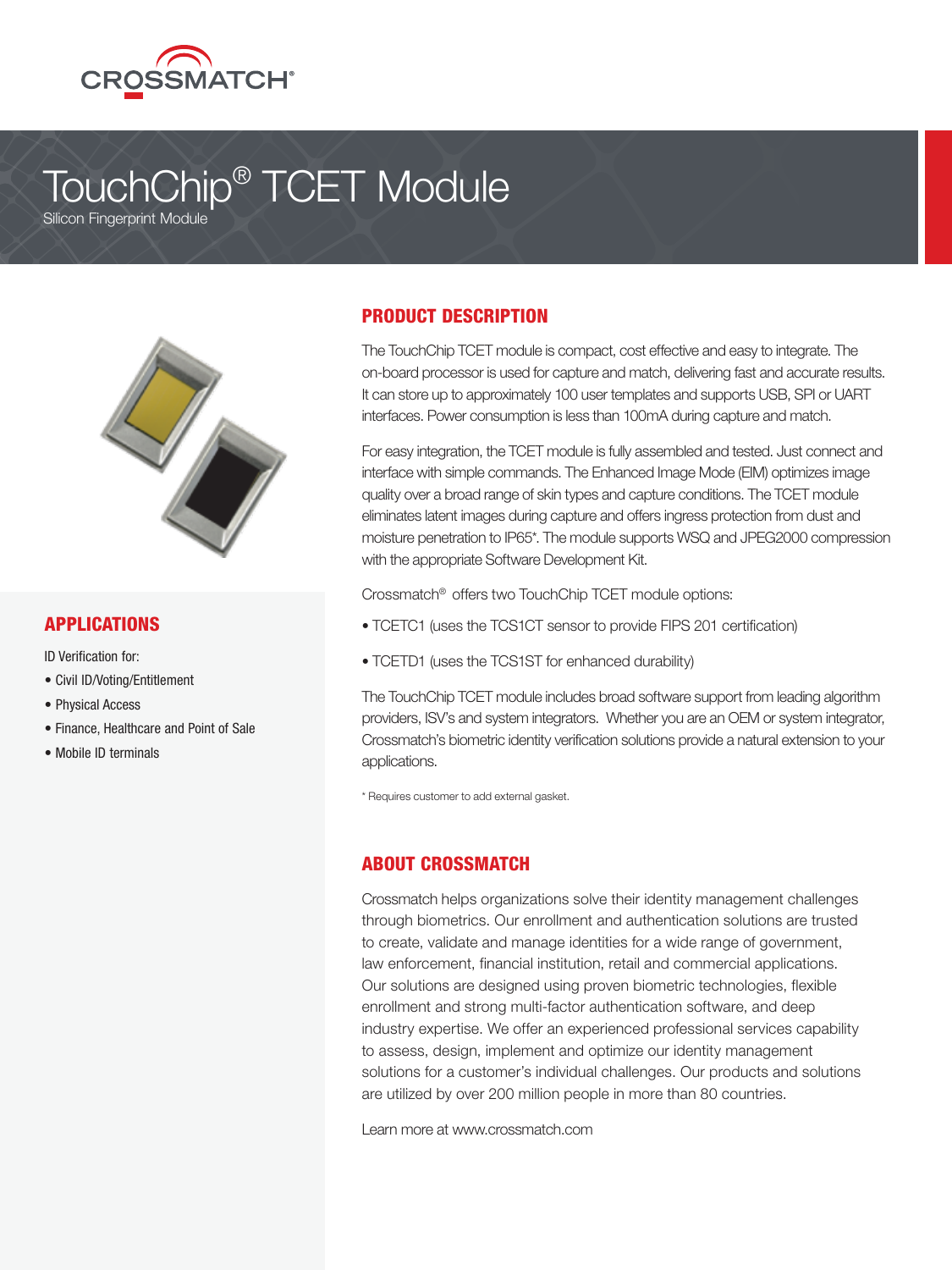# TouchChip® TCET Module

Silicon Fingerprint Module

## APPLICATIONS

ID Verification for:

- Civil ID/Voting/Entitlement
- Physical Access
- Finance, Healthcare and Point of Sale
- Mobile ID terminals

## PRODUCT DESCRIPTION

The TouchChip TCET module is compact, cost effective and easy to integrate. The on-board processor is used for capture and match, delivering fast and accurate results. It can store up to approximately 100 user templates and supports USB, SPI or UART interfaces. Power consumption is less than 100mA during capture and match.

For easy integration, the TCET module is fully assembled and tested. Just connect and interface with simple commands. The Enhanced Image Mode (EIM) optimizes image quality over a broad range of skin types and capture conditions. The TCET module eliminates latent images during capture and offers ingress protection from dust and moisture penetration to IP65*. The module supports WSQ and JPEG2000 compression with the appropriate Software Development Kit.

Crossmatch® offers two TouchChip TCET module options:

- TCETC1 (uses the TCS1CT sensor to provide FIPS 201 certification)
- TCETD1 (uses the TCS1ST for enhanced durability)

The TouchChip TCET module includes broad software support from leading algorithm providers, ISV's and system integrators. Whether you are an OEM or system integrator, Crossmatch's biometric identity verification solutions provide a natural extension to your applications.

\* Requires customer to add external gasket.

## ABOUT CROSSMATCH

Crossmatch helps organizations solve their identity management challenges through biometrics. Our enrollment and authentication solutions are trusted to create, validate and manage identities for a wide range of government, law enforcement, financial institution, retail and commercial applications. Our solutions are designed using proven biometric technologies, flexible enrollment and strong multi-factor authentication software, and deep industry expertise. We offer an experienced professional services capability to assess, design, implement and optimize our identity management solutions for a customer's individual challenges. Our products and solutions are utilized by over 200 million people in more than 80 countries.

Learn more at www.crossmatch.com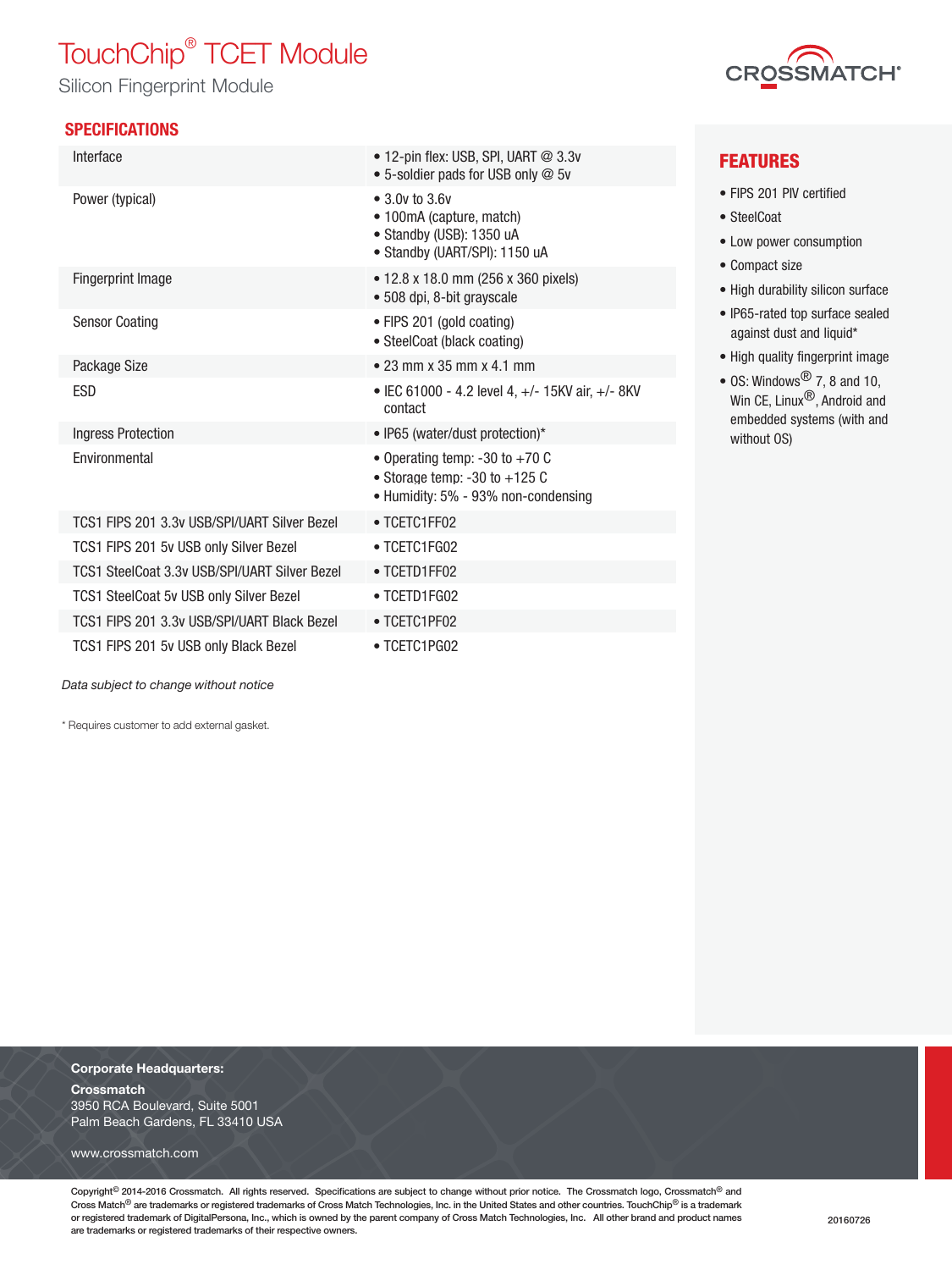# TouchChip® TCET Module

Silicon Fingerprint Module

CROSSMATCH®

## SPECIFICATIONS

| | |
|---|---|
| Interface | • 12-pin flex: USB, SPI, UART @ 3.3v<br>• 5-soldier pads for USB only @ 5v |
| Power (typical) | • 3.0v to 3.6v<br>• 100mA (capture, match)<br>• Standby (USB): 1350 uA<br>• Standby (UART/SPI): 1150 uA |
| Fingerprint Image | • 12.8 x 18.0 mm (256 x 360 pixels)<br>• 508 dpi, 8-bit grayscale |
| Sensor Coating | • FIPS 201 (gold coating)<br>• SteelCoat (black coating) |
| Package Size | • 23 mm x 35 mm x 4.1 mm |
| ESD | • IEC 61000 - 4.2 level 4, +/- 15KV air, +/- 8KV contact |
| Ingress Protection | • IP65 (water/dust protection)* |
| Environmental | • Operating temp: -30 to +70 C<br>• Storage temp: -30 to +125 C<br>• Humidity: 5% - 93% non-condensing |
| TCS1 FIPS 201 3.3v USB/SPI/UART Silver Bezel | • TCETC1FF02 |
| TCS1 FIPS 201 5v USB only Silver Bezel | • TCETC1FG02 |
| TCS1 SteelCoat 3.3v USB/SPI/UART Silver Bezel | • TCETD1FF02 |
| TCS1 SteelCoat 5v USB only Silver Bezel | • TCETD1FG02 |
| TCS1 FIPS 201 3.3v USB/SPI/UART Black Bezel | • TCETC1PF02 |
| TCS1 FIPS 201 5v USB only Black Bezel | • TCETC1PG02 |

*Data subject to change without notice*

\* Requires customer to add external gasket.

## FEATURES

- FIPS 201 PIV certified
- SteelCoat
- Low power consumption
- Compact size
- High durability silicon surface
- IP65-rated top surface sealed against dust and liquid*
- High quality fingerprint image
- OS: Windows® 7, 8 and 10, Win CE, Linux®, Android and embedded systems (with and without OS)

**Corporate Headquarters:**

**Crossmatch**
3950 RCA Boulevard, Suite 5001
Palm Beach Gardens, FL 33410 USA

www.crossmatch.com

Copyright© 2014-2016 Crossmatch. All rights reserved. Specifications are subject to change without prior notice. The Crossmatch logo, Crossmatch® and Cross Match® are trademarks or registered trademarks of Cross Match Technologies, Inc. in the United States and other countries. TouchChip® is a trademark or registered trademark of DigitalPersona, Inc., which is owned by the parent company of Cross Match Technologies, Inc. All other brand and product names are trademarks or registered trademarks of their respective owners.

20160726